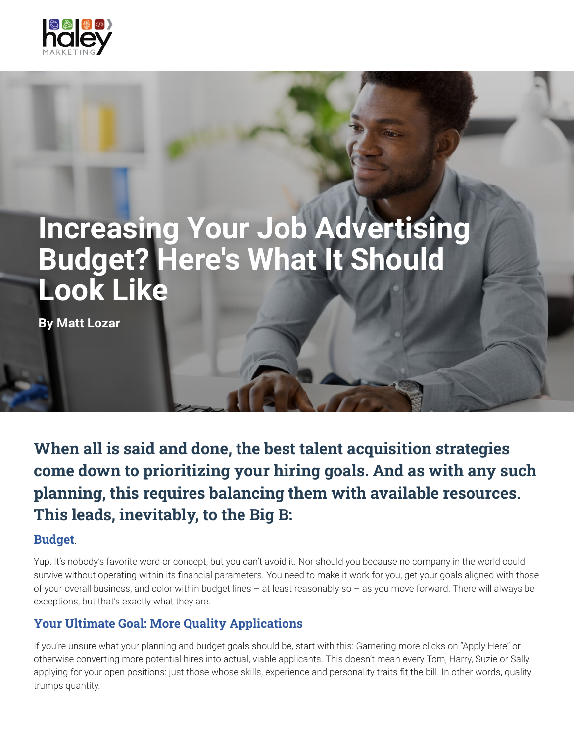# Increasing Your Job Advertising Budget? Here's What It Should Look Like

**By Matt Lozar**

**When all is said and done, the best talent acquisition strategies come down to prioritizing your hiring goals. And as with any such planning, this requires balancing them with available resources. This leads, inevitably, to the Big B:**

### Budget.

Yup. It's nobody's favorite word or concept, but you can't avoid it. Nor should you because no company in the world could survive without operating within its financial parameters. You need to make it work for you, get your goals aligned with those of your overall business, and color within budget lines – at least reasonably so – as you move forward. There will always be exceptions, but that's exactly what they are.

### Your Ultimate Goal: More Quality Applications

If you're unsure what your planning and budget goals should be, start with this: Garnering more clicks on "Apply Here" or otherwise converting more potential hires into actual, viable applicants. This doesn't mean every Tom, Harry, Suzie or Sally applying for your open positions: just those whose skills, experience and personality traits fit the bill. In other words, quality trumps quantity.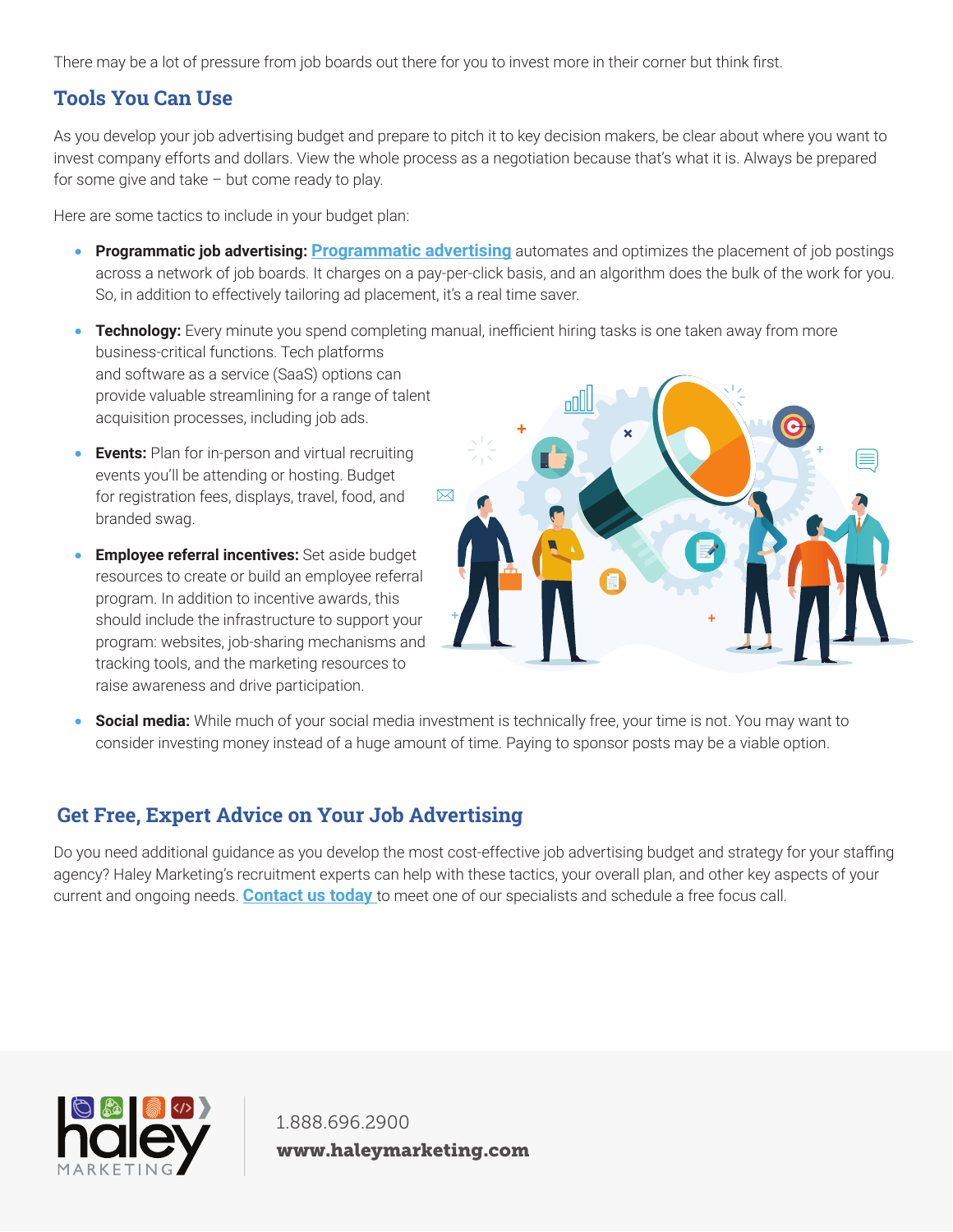There may be a lot of pressure from job boards out there for you to invest more in their corner but think first.

## Tools You Can Use

As you develop your job advertising budget and prepare to pitch it to key decision makers, be clear about where you want to invest company efforts and dollars. View the whole process as a negotiation because that's what it is. Always be prepared for some give and take – but come ready to play.

Here are some tactics to include in your budget plan:

- **Programmatic job advertising:** Programmatic advertising automates and optimizes the placement of job postings across a network of job boards. It charges on a pay-per-click basis, and an algorithm does the bulk of the work for you. So, in addition to effectively tailoring ad placement, it's a real time saver.
- **Technology:** Every minute you spend completing manual, inefficient hiring tasks is one taken away from more business-critical functions. Tech platforms and software as a service (SaaS) options can provide valuable streamlining for a range of talent acquisition processes, including job ads.
- **Events:** Plan for in-person and virtual recruiting events you'll be attending or hosting. Budget for registration fees, displays, travel, food, and branded swag.
- **Employee referral incentives:** Set aside budget resources to create or build an employee referral program. In addition to incentive awards, this should include the infrastructure to support your program: websites, job-sharing mechanisms and tracking tools, and the marketing resources to raise awareness and drive participation.
- **Social media:** While much of your social media investment is technically free, your time is not. You may want to consider investing money instead of a huge amount of time. Paying to sponsor posts may be a viable option.

## Get Free, Expert Advice on Your Job Advertising

Do you need additional guidance as you develop the most cost-effective job advertising budget and strategy for your staffing agency? Haley Marketing's recruitment experts can help with these tactics, your overall plan, and other key aspects of your current and ongoing needs. Contact us today to meet one of our specialists and schedule a free focus call.

haley MARKETING

1.888.696.2900

**www.haleymarketing.com**